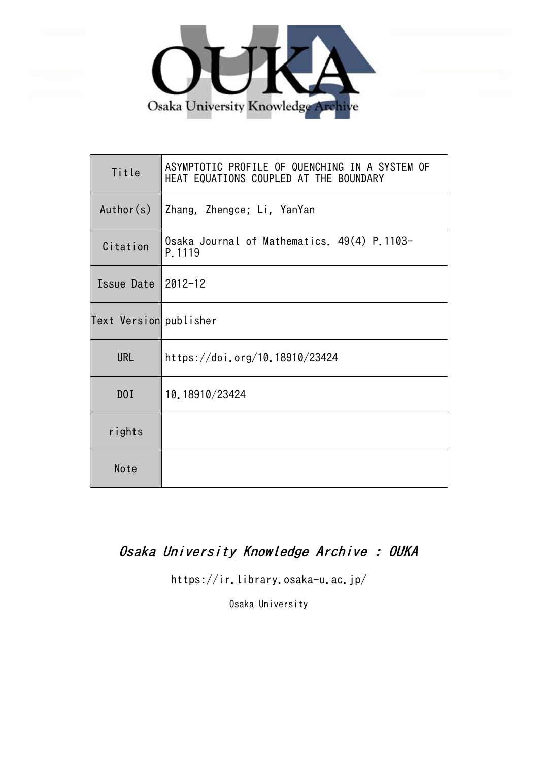Osaka University Knowledge Archive

| Title | ASYMPTOTIC PROFILE OF QUENCHING IN A SYSTEM OF HEAT EQUATIONS COUPLED AT THE BOUNDARY |
| --- | --- |
| Author(s) | Zhang, Zhengce; Li, YanYan |
| Citation | Osaka Journal of Mathematics. 49(4) P.1103-P.1119 |
| Issue Date | 2012-12 |
| Text Version | publisher |
| URL | https://doi.org/10.18910/23424 |
| DOI | 10.18910/23424 |
| rights | |
| Note | |

*Osaka University Knowledge Archive : OUKA*

https://ir.library.osaka-u.ac.jp/

Osaka University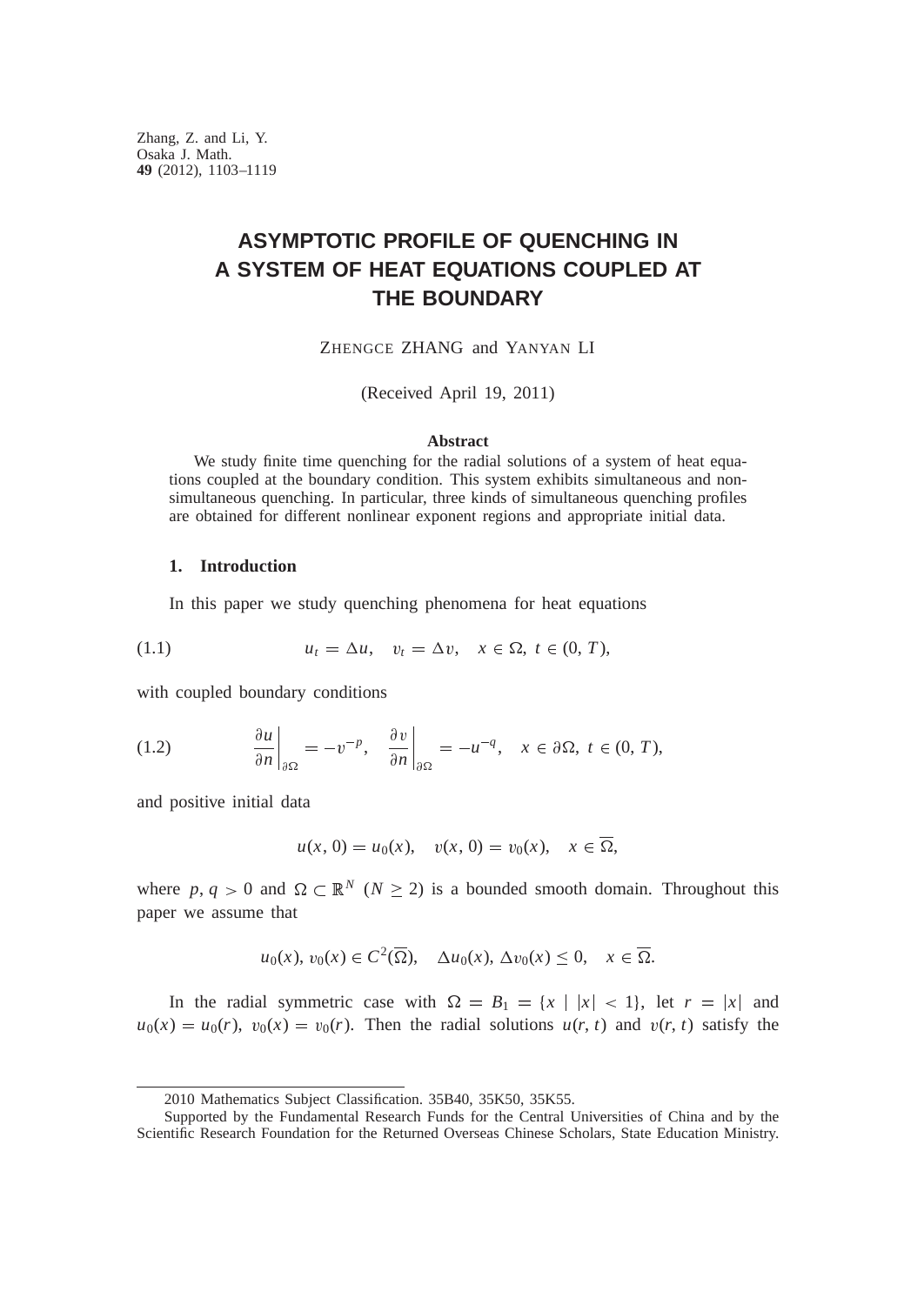Zhang, Z. and Li, Y.
Osaka J. Math.
**49** (2012), 1103–1119

# ASYMPTOTIC PROFILE OF QUENCHING IN A SYSTEM OF HEAT EQUATIONS COUPLED AT THE BOUNDARY

ZHENGCE ZHANG and YANYAN LI

(Received April 19, 2011)

### Abstract

We study finite time quenching for the radial solutions of a system of heat equations coupled at the boundary condition. This system exhibits simultaneous and non-simultaneous quenching. In particular, three kinds of simultaneous quenching profiles are obtained for different nonlinear exponent regions and appropriate initial data.

## 1. Introduction

In this paper we study quenching phenomena for heat equations

$$u_t = \Delta u, \quad v_t = \Delta v, \quad x \in \Omega,\ t \in (0, T), \tag{1.1}$$

with coupled boundary conditions

$$\left.\frac{\partial u}{\partial n}\right|_{\partial\Omega} = -v^{-p}, \quad \left.\frac{\partial v}{\partial n}\right|_{\partial\Omega} = -u^{-q}, \quad x \in \partial\Omega,\ t \in (0, T), \tag{1.2}$$

and positive initial data

$$u(x, 0) = u_0(x), \quad v(x, 0) = v_0(x), \quad x \in \overline{\Omega},$$

where $p, q > 0$ and $\Omega \subset \mathbb{R}^N$ $(N \geq 2)$ is a bounded smooth domain. Throughout this paper we assume that

$$u_0(x), v_0(x) \in C^2(\overline{\Omega}), \quad \Delta u_0(x), \Delta v_0(x) \leq 0, \quad x \in \overline{\Omega}.$$

In the radial symmetric case with $\Omega = B_1 = \{x \mid |x| < 1\}$, let $r = |x|$ and $u_0(x) = u_0(r)$, $v_0(x) = v_0(r)$. Then the radial solutions $u(r, t)$ and $v(r, t)$ satisfy the

---

2010 Mathematics Subject Classification. 35B40, 35K50, 35K55.

Supported by the Fundamental Research Funds for the Central Universities of China and by the Scientific Research Foundation for the Returned Overseas Chinese Scholars, State Education Ministry.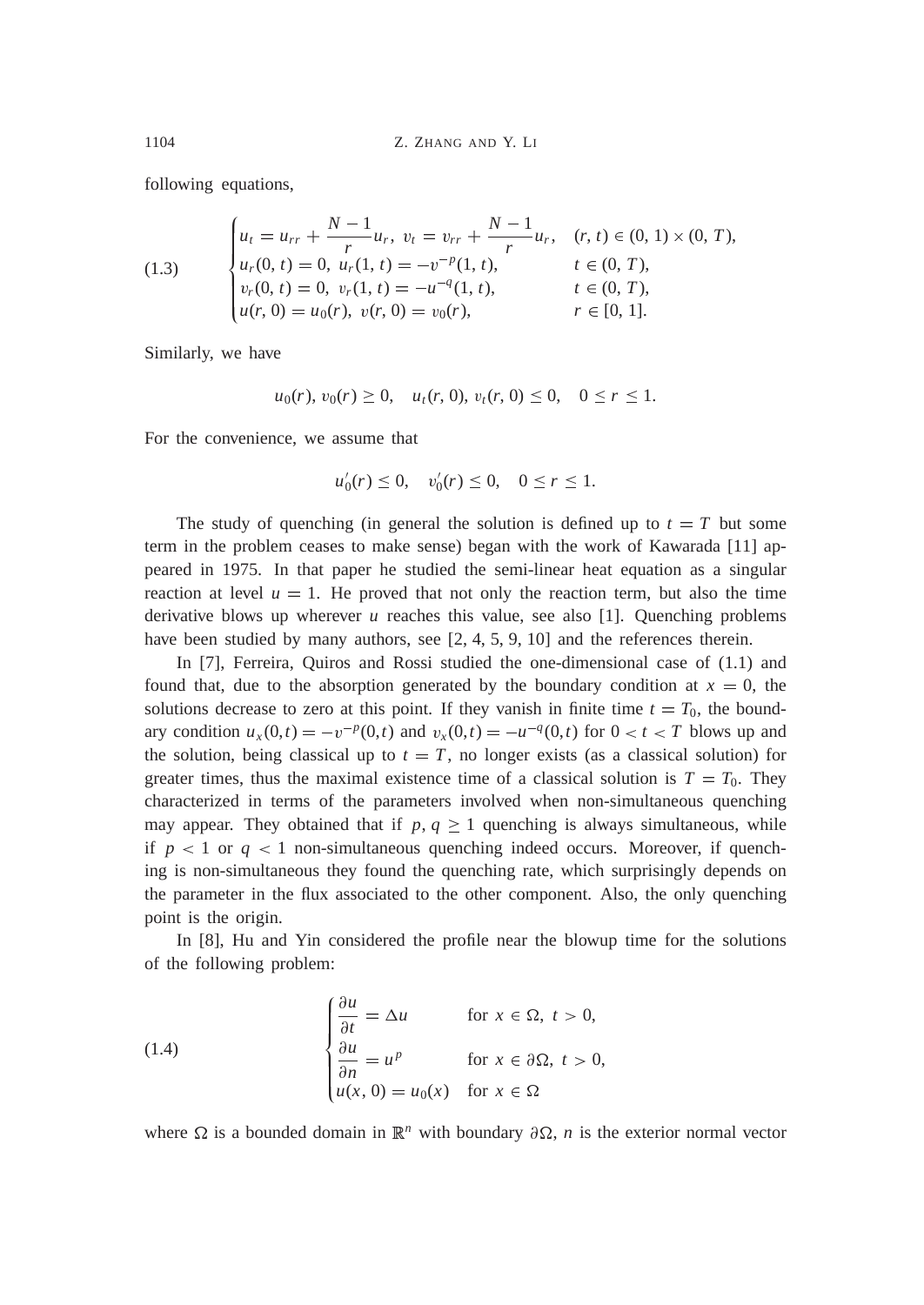following equations,

$$
(1.3) \qquad \begin{cases} u_t = u_{rr} + \dfrac{N-1}{r} u_r, \ v_t = v_{rr} + \dfrac{N-1}{r} u_r, & (r,t) \in (0,1) \times (0,T), \\ u_r(0,t) = 0, \ u_r(1,t) = -v^{-p}(1,t), & t \in (0,T), \\ v_r(0,t) = 0, \ v_r(1,t) = -u^{-q}(1,t), & t \in (0,T), \\ u(r,0) = u_0(r), \ v(r,0) = v_0(r), & r \in [0,1]. \end{cases}
$$

Similarly, we have

$$
u_0(r),\, v_0(r) \geq 0, \quad u_t(r,0),\, v_t(r,0) \leq 0, \quad 0 \leq r \leq 1.
$$

For the convenience, we assume that

$$
u_0'(r) \leq 0, \quad v_0'(r) \leq 0, \quad 0 \leq r \leq 1.
$$

The study of quenching (in general the solution is defined up to $t = T$ but some term in the problem ceases to make sense) began with the work of Kawarada [11] appeared in 1975. In that paper he studied the semi-linear heat equation as a singular reaction at level $u = 1$. He proved that not only the reaction term, but also the time derivative blows up wherever $u$ reaches this value, see also [1]. Quenching problems have been studied by many authors, see [2, 4, 5, 9, 10] and the references therein.

In [7], Ferreira, Quiros and Rossi studied the one-dimensional case of (1.1) and found that, due to the absorption generated by the boundary condition at $x = 0$, the solutions decrease to zero at this point. If they vanish in finite time $t = T_0$, the boundary condition $u_x(0,t) = -v^{-p}(0,t)$ and $v_x(0,t) = -u^{-q}(0,t)$ for $0 < t < T$ blows up and the solution, being classical up to $t = T$, no longer exists (as a classical solution) for greater times, thus the maximal existence time of a classical solution is $T = T_0$. They characterized in terms of the parameters involved when non-simultaneous quenching may appear. They obtained that if $p, q \geq 1$ quenching is always simultaneous, while if $p < 1$ or $q < 1$ non-simultaneous quenching indeed occurs. Moreover, if quenching is non-simultaneous they found the quenching rate, which surprisingly depends on the parameter in the flux associated to the other component. Also, the only quenching point is the origin.

In [8], Hu and Yin considered the profile near the blowup time for the solutions of the following problem:

$$
(1.4) \qquad \begin{cases} \dfrac{\partial u}{\partial t} = \Delta u & \text{for } x \in \Omega, \ t > 0, \\ \dfrac{\partial u}{\partial n} = u^p & \text{for } x \in \partial\Omega, \ t > 0, \\ u(x,0) = u_0(x) & \text{for } x \in \Omega \end{cases}
$$

where $\Omega$ is a bounded domain in $\mathbb{R}^n$ with boundary $\partial\Omega$, $n$ is the exterior normal vector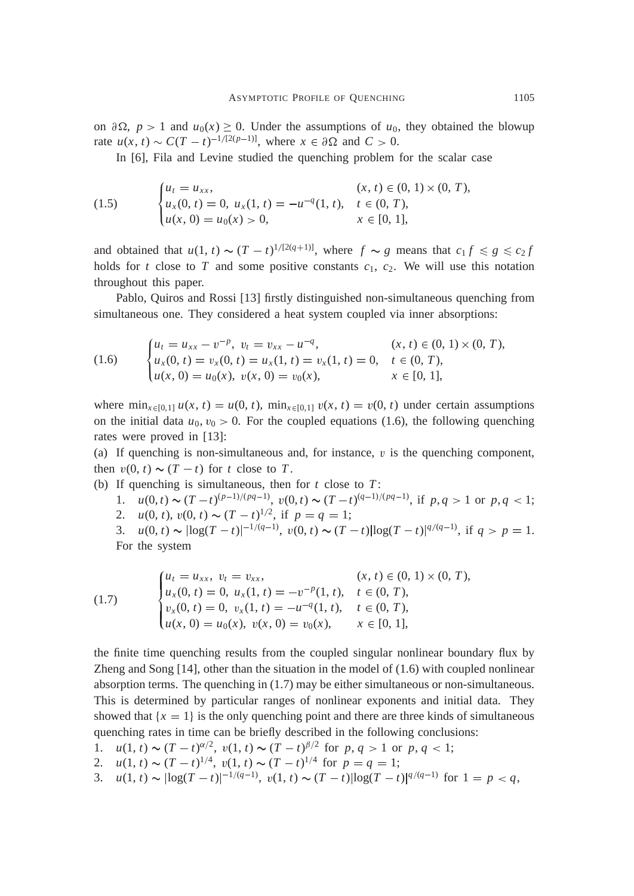on $\partial\Omega$, $p > 1$ and $u_0(x) \geq 0$. Under the assumptions of $u_0$, they obtained the blowup rate $u(x,t) \sim C(T-t)^{-1/[2(p-1)]}$, where $x \in \partial\Omega$ and $C > 0$.

In [6], Fila and Levine studied the quenching problem for the scalar case

$$
\begin{cases} u_t = u_{xx}, & (x,t) \in (0,1) \times (0,T), \\ u_x(0,t) = 0,\ u_x(1,t) = -u^{-q}(1,t), & t \in (0,T), \\ u(x,0) = u_0(x) > 0, & x \in [0,1], \end{cases} \tag{1.5}
$$

and obtained that $u(1,t) \sim (T-t)^{1/[2(q+1)]}$, where $f \sim g$ means that $c_1 f \leqslant g \leqslant c_2 f$ holds for $t$ close to $T$ and some positive constants $c_1$, $c_2$. We will use this notation throughout this paper.

Pablo, Quiros and Rossi [13] firstly distinguished non-simultaneous quenching from simultaneous one. They considered a heat system coupled via inner absorptions:

$$
\begin{cases} u_t = u_{xx} - v^{-p},\ v_t = v_{xx} - u^{-q}, & (x,t) \in (0,1) \times (0,T), \\ u_x(0,t) = v_x(0,t) = u_x(1,t) = v_x(1,t) = 0, & t \in (0,T), \\ u(x,0) = u_0(x),\ v(x,0) = v_0(x), & x \in [0,1], \end{cases} \tag{1.6}
$$

where $\min_{x\in[0,1]} u(x,t) = u(0,t)$, $\min_{x\in[0,1]} v(x,t) = v(0,t)$ under certain assumptions on the initial data $u_0, v_0 > 0$. For the coupled equations (1.6), the following quenching rates were proved in [13]:

(a) If quenching is non-simultaneous and, for instance, $v$ is the quenching component, then $v(0,t) \sim (T-t)$ for $t$ close to $T$.

(b) If quenching is simultaneous, then for $t$ close to $T$:

1. $u(0,t) \sim (T-t)^{(p-1)/(pq-1)}$, $v(0,t) \sim (T-t)^{(q-1)/(pq-1)}$, if $p, q > 1$ or $p, q < 1$;
2. $u(0,t)$, $v(0,t) \sim (T-t)^{1/2}$, if $p = q = 1$;
3. $u(0,t) \sim |\log(T-t)|^{-1/(q-1)}$, $v(0,t) \sim (T-t)|\log(T-t)|^{q/(q-1)}$, if $q > p = 1$.

For the system

$$
\begin{cases} u_t = u_{xx},\ v_t = v_{xx}, & (x,t) \in (0,1) \times (0,T), \\ u_x(0,t) = 0,\ u_x(1,t) = -v^{-p}(1,t), & t \in (0,T), \\ v_x(0,t) = 0,\ v_x(1,t) = -u^{-q}(1,t), & t \in (0,T), \\ u(x,0) = u_0(x),\ v(x,0) = v_0(x), & x \in [0,1], \end{cases} \tag{1.7}
$$

the finite time quenching results from the coupled singular nonlinear boundary flux by Zheng and Song [14], other than the situation in the model of (1.6) with coupled nonlinear absorption terms. The quenching in (1.7) may be either simultaneous or non-simultaneous. This is determined by particular ranges of nonlinear exponents and initial data. They showed that $\{x = 1\}$ is the only quenching point and there are three kinds of simultaneous quenching rates in time can be briefly described in the following conclusions:

1. $u(1,t) \sim (T-t)^{\alpha/2}$, $v(1,t) \sim (T-t)^{\beta/2}$ for $p, q > 1$ or $p, q < 1$;
2. $u(1,t) \sim (T-t)^{1/4}$, $v(1,t) \sim (T-t)^{1/4}$ for $p = q = 1$;
3. $u(1,t) \sim |\log(T-t)|^{-1/(q-1)}$, $v(1,t) \sim (T-t)|\log(T-t)|^{q/(q-1)}$ for $1 = p < q$,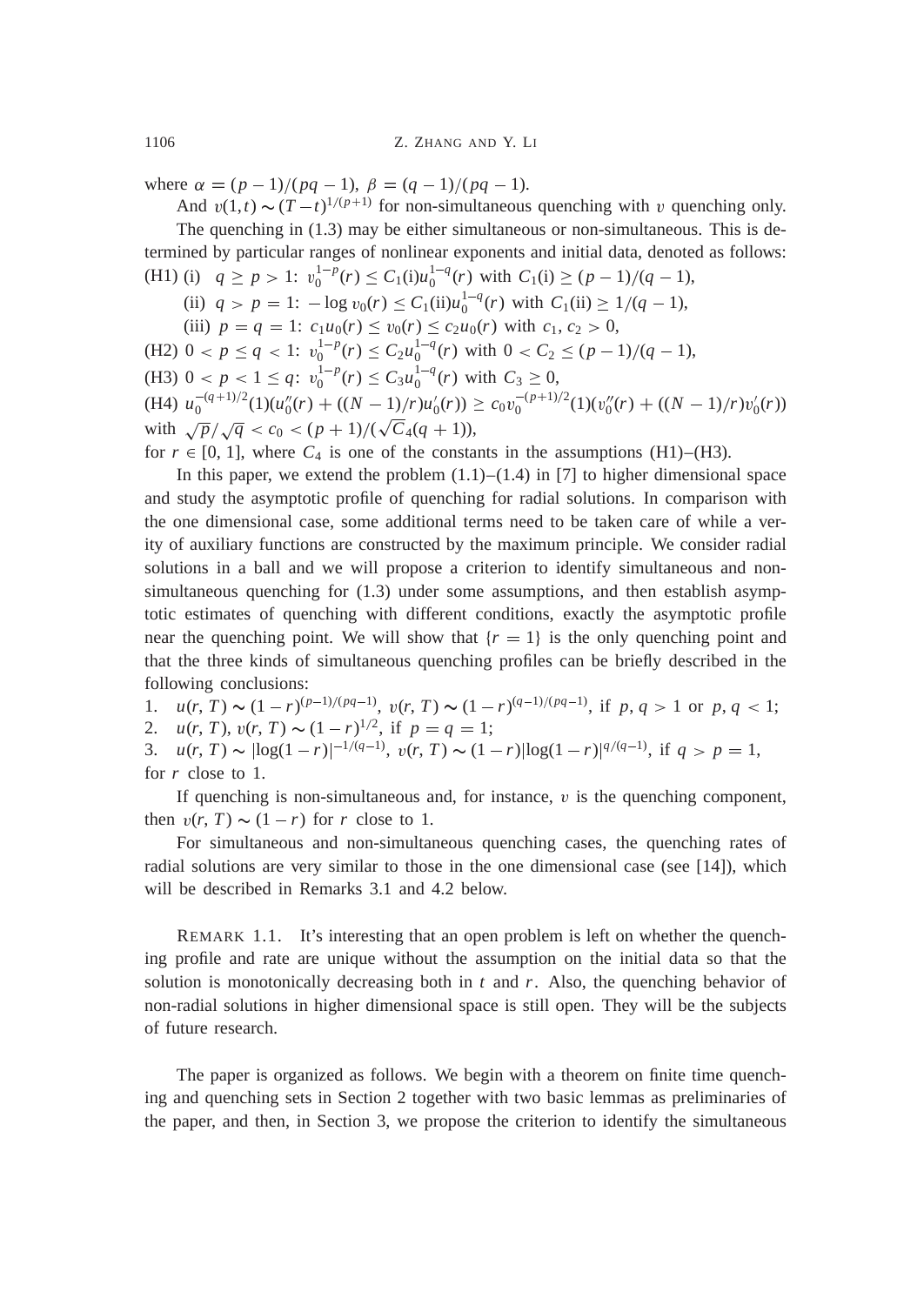where $\alpha = (p-1)/(pq-1)$, $\beta = (q-1)/(pq-1)$.

And $v(1,t) \sim (T-t)^{1/(p+1)}$ for non-simultaneous quenching with $v$ quenching only.

The quenching in (1.3) may be either simultaneous or non-simultaneous. This is determined by particular ranges of nonlinear exponents and initial data, denoted as follows:

(H1) (i) $q \geq p > 1$: $v_0^{1-p}(r) \leq C_1(\text{i}) u_0^{1-q}(r)$ with $C_1(\text{i}) \geq (p-1)/(q-1)$,

(ii) $q > p = 1$: $-\log v_0(r) \leq C_1(\text{ii}) u_0^{1-q}(r)$ with $C_1(\text{ii}) \geq 1/(q-1)$,

(iii) $p = q = 1$: $c_1 u_0(r) \leq v_0(r) \leq c_2 u_0(r)$ with $c_1, c_2 > 0$,

(H2) $0 < p \leq q < 1$: $v_0^{1-p}(r) \leq C_2 u_0^{1-q}(r)$ with $0 < C_2 \leq (p-1)/(q-1)$,

(H3) $0 < p < 1 \leq q$: $v_0^{1-p}(r) \leq C_3 u_0^{1-q}(r)$ with $C_3 \geq 0$,

(H4) $u_0^{-(q+1)/2}(1)(u_0''(r) + ((N-1)/r)u_0'(r)) \geq c_0 v_0^{-(p+1)/2}(1)(v_0''(r) + ((N-1)/r)v_0'(r))$ with $\sqrt{p}/\sqrt{q} < c_0 < (p+1)/(\sqrt{C}_4(q+1))$,

for $r \in [0,1]$, where $C_4$ is one of the constants in the assumptions (H1)–(H3).

In this paper, we extend the problem (1.1)–(1.4) in [7] to higher dimensional space and study the asymptotic profile of quenching for radial solutions. In comparison with the one dimensional case, some additional terms need to be taken care of while a verity of auxiliary functions are constructed by the maximum principle. We consider radial solutions in a ball and we will propose a criterion to identify simultaneous and non-simultaneous quenching for (1.3) under some assumptions, and then establish asymptotic estimates of quenching with different conditions, exactly the asymptotic profile near the quenching point. We will show that $\{r = 1\}$ is the only quenching point and that the three kinds of simultaneous quenching profiles can be briefly described in the following conclusions:

1. $u(r,T) \sim (1-r)^{(p-1)/(pq-1)}$, $v(r,T) \sim (1-r)^{(q-1)/(pq-1)}$, if $p, q > 1$ or $p, q < 1$;
2. $u(r,T), v(r,T) \sim (1-r)^{1/2}$, if $p = q = 1$;
3. $u(r,T) \sim |\log(1-r)|^{-1/(q-1)}$, $v(r,T) \sim (1-r)|\log(1-r)|^{q/(q-1)}$, if $q > p = 1$,

for $r$ close to 1.

If quenching is non-simultaneous and, for instance, $v$ is the quenching component, then $v(r,T) \sim (1-r)$ for $r$ close to 1.

For simultaneous and non-simultaneous quenching cases, the quenching rates of radial solutions are very similar to those in the one dimensional case (see [14]), which will be described in Remarks 3.1 and 4.2 below.

REMARK 1.1. It's interesting that an open problem is left on whether the quenching profile and rate are unique without the assumption on the initial data so that the solution is monotonically decreasing both in $t$ and $r$. Also, the quenching behavior of non-radial solutions in higher dimensional space is still open. They will be the subjects of future research.

The paper is organized as follows. We begin with a theorem on finite time quenching and quenching sets in Section 2 together with two basic lemmas as preliminaries of the paper, and then, in Section 3, we propose the criterion to identify the simultaneous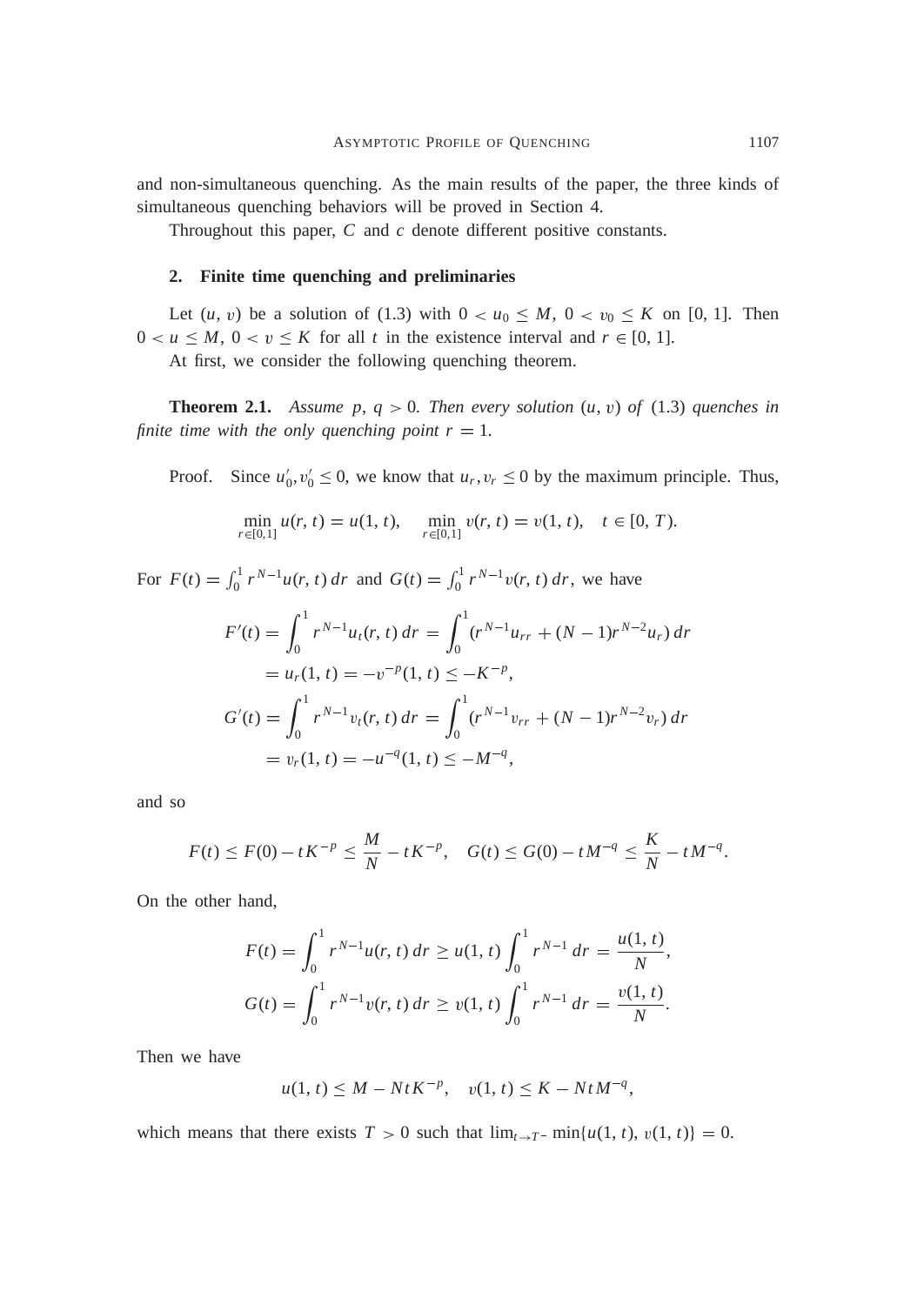and non-simultaneous quenching. As the main results of the paper, the three kinds of simultaneous quenching behaviors will be proved in Section 4.

Throughout this paper, $C$ and $c$ denote different positive constants.

## 2. Finite time quenching and preliminaries

Let $(u, v)$ be a solution of (1.3) with $0 < u_0 \le M$, $0 < v_0 \le K$ on $[0, 1]$. Then $0 < u \le M$, $0 < v \le K$ for all $t$ in the existence interval and $r \in [0, 1]$.

At first, we consider the following quenching theorem.

**Theorem 2.1.** *Assume $p, q > 0$. Then every solution $(u, v)$ of (1.3) quenches in finite time with the only quenching point $r = 1$.*

Proof. Since $u_0', v_0' \le 0$, we know that $u_r, v_r \le 0$ by the maximum principle. Thus,

$$\min_{r \in [0,1]} u(r, t) = u(1, t), \quad \min_{r \in [0,1]} v(r, t) = v(1, t), \quad t \in [0, T).$$

For $F(t) = \int_0^1 r^{N-1} u(r, t)\, dr$ and $G(t) = \int_0^1 r^{N-1} v(r, t)\, dr$, we have

$$\begin{aligned}
F'(t) &= \int_0^1 r^{N-1} u_t(r, t)\, dr = \int_0^1 (r^{N-1} u_{rr} + (N-1) r^{N-2} u_r)\, dr \\
&= u_r(1, t) = -v^{-p}(1, t) \le -K^{-p}, \\
G'(t) &= \int_0^1 r^{N-1} v_t(r, t)\, dr = \int_0^1 (r^{N-1} v_{rr} + (N-1) r^{N-2} v_r)\, dr \\
&= v_r(1, t) = -u^{-q}(1, t) \le -M^{-q},
\end{aligned}$$

and so

$$F(t) \le F(0) - tK^{-p} \le \frac{M}{N} - tK^{-p}, \quad G(t) \le G(0) - tM^{-q} \le \frac{K}{N} - tM^{-q}.$$

On the other hand,

$$\begin{aligned}
F(t) &= \int_0^1 r^{N-1} u(r, t)\, dr \ge u(1, t) \int_0^1 r^{N-1}\, dr = \frac{u(1, t)}{N}, \\
G(t) &= \int_0^1 r^{N-1} v(r, t)\, dr \ge v(1, t) \int_0^1 r^{N-1}\, dr = \frac{v(1, t)}{N}.
\end{aligned}$$

Then we have

$$u(1, t) \le M - NtK^{-p}, \quad v(1, t) \le K - NtM^{-q},$$

which means that there exists $T > 0$ such that $\lim_{t \to T^-} \min\{u(1, t), v(1, t)\} = 0$.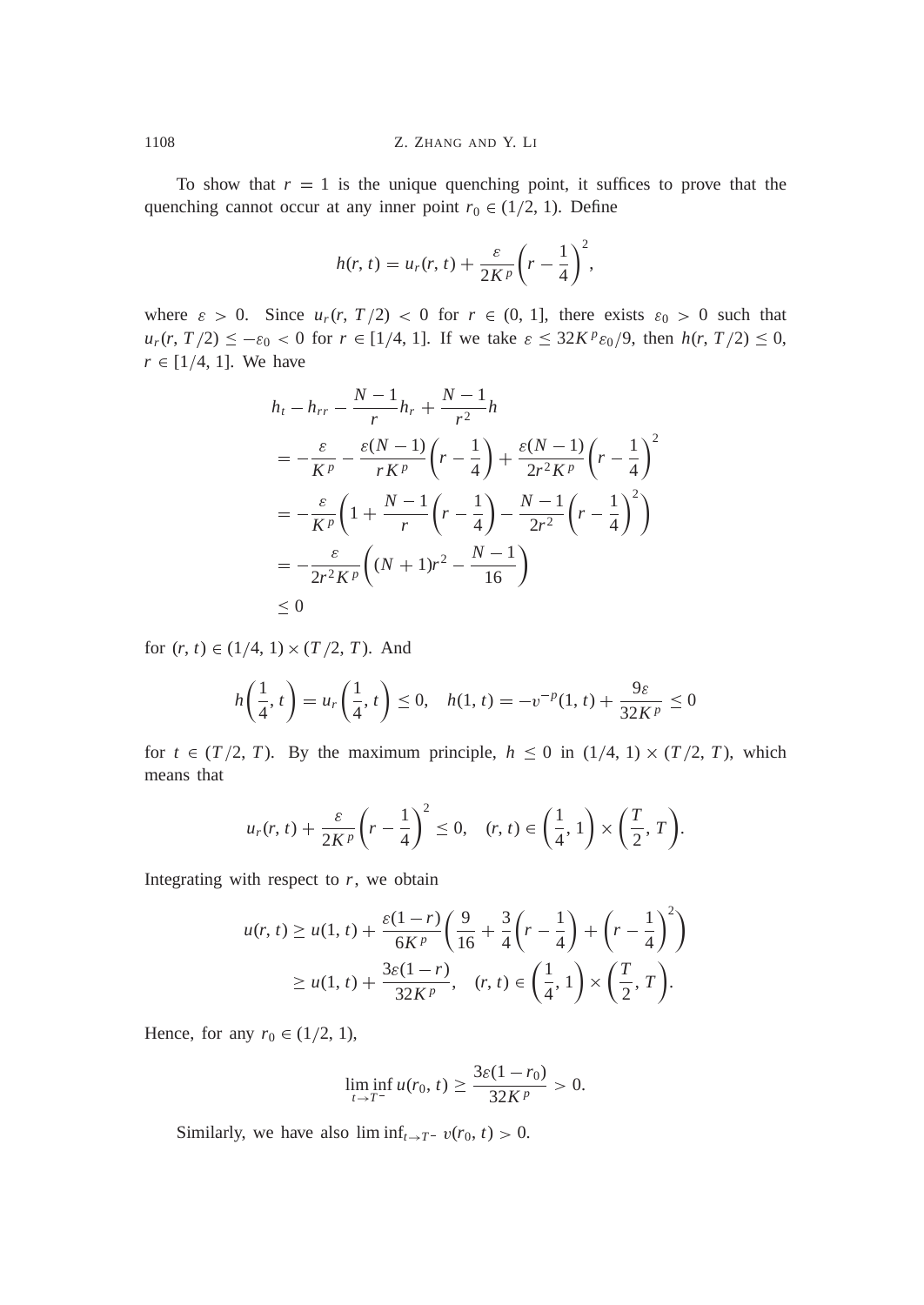To show that $r = 1$ is the unique quenching point, it suffices to prove that the quenching cannot occur at any inner point $r_0 \in (1/2, 1)$. Define

$$h(r, t) = u_r(r, t) + \frac{\varepsilon}{2K^p}\left(r - \frac{1}{4}\right)^2,$$

where $\varepsilon > 0$. Since $u_r(r, T/2) < 0$ for $r \in (0, 1]$, there exists $\varepsilon_0 > 0$ such that $u_r(r, T/2) \le -\varepsilon_0 < 0$ for $r \in [1/4, 1]$. If we take $\varepsilon \le 32K^p\varepsilon_0/9$, then $h(r, T/2) \le 0$, $r \in [1/4, 1]$. We have

$$\begin{aligned}
&h_t - h_{rr} - \frac{N-1}{r}h_r + \frac{N-1}{r^2}h \\
&= -\frac{\varepsilon}{K^p} - \frac{\varepsilon(N-1)}{rK^p}\left(r - \frac{1}{4}\right) + \frac{\varepsilon(N-1)}{2r^2K^p}\left(r - \frac{1}{4}\right)^2 \\
&= -\frac{\varepsilon}{K^p}\left(1 + \frac{N-1}{r}\left(r - \frac{1}{4}\right) - \frac{N-1}{2r^2}\left(r - \frac{1}{4}\right)^2\right) \\
&= -\frac{\varepsilon}{2r^2K^p}\left((N+1)r^2 - \frac{N-1}{16}\right) \\
&\le 0
\end{aligned}$$

for $(r, t) \in (1/4, 1) \times (T/2, T)$. And

$$h\left(\frac{1}{4}, t\right) = u_r\left(\frac{1}{4}, t\right) \le 0, \quad h(1, t) = -v^{-p}(1, t) + \frac{9\varepsilon}{32K^p} \le 0$$

for $t \in (T/2, T)$. By the maximum principle, $h \le 0$ in $(1/4, 1) \times (T/2, T)$, which means that

$$u_r(r, t) + \frac{\varepsilon}{2K^p}\left(r - \frac{1}{4}\right)^2 \le 0, \quad (r, t) \in \left(\frac{1}{4}, 1\right) \times \left(\frac{T}{2}, T\right).$$

Integrating with respect to $r$, we obtain

$$\begin{aligned}
u(r, t) &\ge u(1, t) + \frac{\varepsilon(1-r)}{6K^p}\left(\frac{9}{16} + \frac{3}{4}\left(r - \frac{1}{4}\right) + \left(r - \frac{1}{4}\right)^2\right) \\
&\ge u(1, t) + \frac{3\varepsilon(1-r)}{32K^p}, \quad (r, t) \in \left(\frac{1}{4}, 1\right) \times \left(\frac{T}{2}, T\right).
\end{aligned}$$

Hence, for any $r_0 \in (1/2, 1)$,

$$\liminf_{t \to T^-} u(r_0, t) \ge \frac{3\varepsilon(1 - r_0)}{32K^p} > 0.$$

Similarly, we have also $\liminf_{t \to T^-} v(r_0, t) > 0$.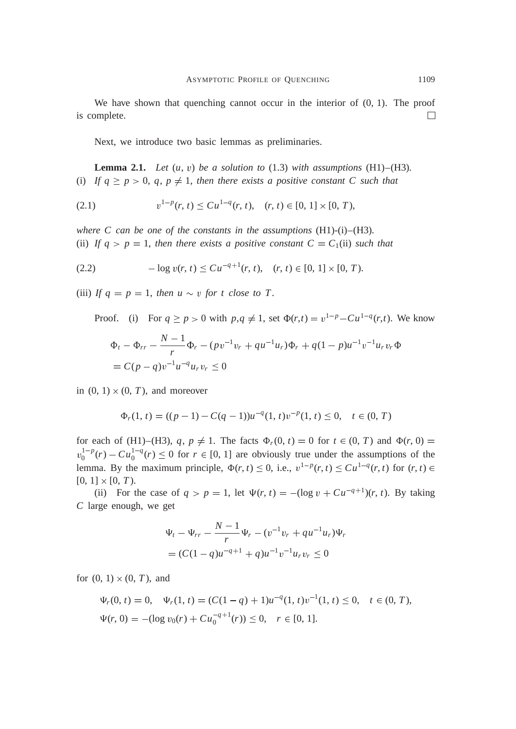We have shown that quenching cannot occur in the interior of $(0, 1)$. The proof is complete. $\square$

Next, we introduce two basic lemmas as preliminaries.

**Lemma 2.1.** *Let* $(u, v)$ *be a solution to* (1.3) *with assumptions* (H1)–(H3).
(i) *If* $q \geq p > 0$, $q, p \neq 1$, *then there exists a positive constant* $C$ *such that*

$$v^{1-p}(r, t) \leq C u^{1-q}(r, t), \quad (r, t) \in [0, 1] \times [0, T), \tag{2.1}$$

*where* $C$ *can be one of the constants in the assumptions* (H1)-(i)–(H3).
(ii) *If* $q > p = 1$, *then there exists a positive constant* $C = C_1$(ii) *such that*

$$-\log v(r, t) \leq C u^{-q+1}(r, t), \quad (r, t) \in [0, 1] \times [0, T). \tag{2.2}$$

(iii) *If* $q = p = 1$, *then* $u \sim v$ *for* $t$ *close to* $T$.

*Proof.* (i) For $q \geq p > 0$ with $p, q \neq 1$, set $\Phi(r,t) = v^{1-p} - C u^{1-q}(r,t)$. We know

$$\begin{aligned}
&\Phi_t - \Phi_{rr} - \frac{N-1}{r}\Phi_r - (p v^{-1} v_r + q u^{-1} u_r)\Phi_r + q(1-p) u^{-1} v^{-1} u_r v_r \Phi \\
&= C(p-q) v^{-1} u^{-q} u_r v_r \leq 0
\end{aligned}$$

in $(0, 1) \times (0, T)$, and moreover

$$\Phi_r(1, t) = ((p-1) - C(q-1)) u^{-q}(1, t) v^{-p}(1, t) \leq 0, \quad t \in (0, T)$$

for each of (H1)–(H3), $q, p \neq 1$. The facts $\Phi_r(0, t) = 0$ for $t \in (0, T)$ and $\Phi(r, 0) = v_0^{1-p}(r) - C u_0^{1-q}(r) \leq 0$ for $r \in [0, 1]$ are obviously true under the assumptions of the lemma. By the maximum principle, $\Phi(r, t) \leq 0$, i.e., $v^{1-p}(r, t) \leq C u^{1-q}(r, t)$ for $(r, t) \in [0, 1] \times [0, T)$.

(ii) For the case of $q > p = 1$, let $\Psi(r, t) = -(\log v + C u^{-q+1})(r, t)$. By taking $C$ large enough, we get

$$\begin{aligned}
&\Psi_t - \Psi_{rr} - \frac{N-1}{r}\Psi_r - (v^{-1} v_r + q u^{-1} u_r)\Psi_r \\
&= (C(1-q) u^{-q+1} + q) u^{-1} v^{-1} u_r v_r \leq 0
\end{aligned}$$

for $(0, 1) \times (0, T)$, and

$$\begin{aligned}
&\Psi_r(0, t) = 0, \quad \Psi_r(1, t) = (C(1-q) + 1) u^{-q}(1, t) v^{-1}(1, t) \leq 0, \quad t \in (0, T), \\
&\Psi(r, 0) = -(\log v_0(r) + C u_0^{-q+1}(r)) \leq 0, \quad r \in [0, 1].
\end{aligned}$$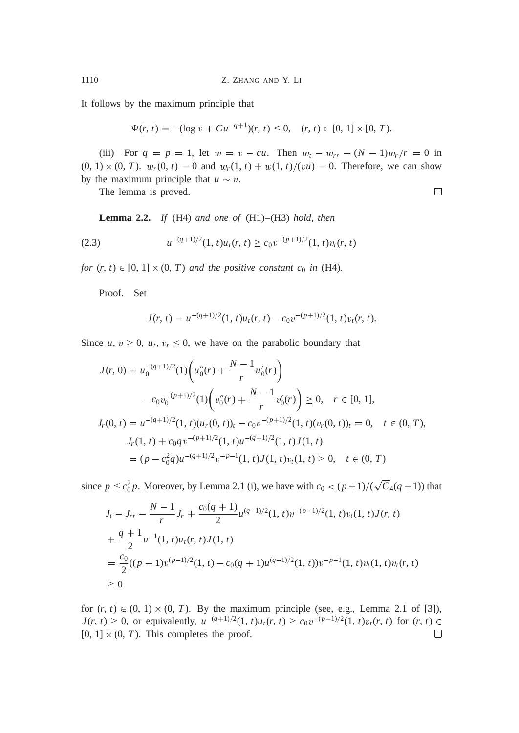It follows by the maximum principle that

$$\Psi(r, t) = -(\log v + Cu^{-q+1})(r, t) \leq 0, \quad (r, t) \in [0, 1] \times [0, T).$$

(iii) For $q = p = 1$, let $w = v - cu$. Then $w_t - w_{rr} - (N-1)w_r/r = 0$ in $(0, 1) \times (0, T)$. $w_r(0, t) = 0$ and $w_r(1, t) + w(1, t)/(vu) = 0$. Therefore, we can show by the maximum principle that $u \sim v$.

The lemma is proved. $\square$

**Lemma 2.2.** *If* (H4) *and one of* (H1)–(H3) *hold, then*

$$u^{-(q+1)/2}(1, t)u_t(r, t) \geq c_0 v^{-(p+1)/2}(1, t)v_t(r, t) \tag{2.3}$$

*for* $(r, t) \in [0, 1] \times (0, T)$ *and the positive constant* $c_0$ *in* (H4).

Proof. Set

$$J(r, t) = u^{-(q+1)/2}(1, t)u_t(r, t) - c_0 v^{-(p+1)/2}(1, t)v_t(r, t).$$

Since $u, v \geq 0$, $u_t, v_t \leq 0$, we have on the parabolic boundary that

$$\begin{aligned}
J(r, 0) &= u_0^{-(q+1)/2}(1)\left(u_0''(r) + \frac{N-1}{r}u_0'(r)\right) \\
&\quad - c_0 v_0^{-(p+1)/2}(1)\left(v_0''(r) + \frac{N-1}{r}v_0'(r)\right) \geq 0, \quad r \in [0, 1], \\
J_r(0, t) &= u^{-(q+1)/2}(1, t)(u_r(0, t))_t - c_0 v^{-(p+1)/2}(1, t)(v_r(0, t))_t = 0, \quad t \in (0, T), \\
&J_r(1, t) + c_0 q v^{-(p+1)/2}(1, t)u^{-(q+1)/2}(1, t)J(1, t) \\
&= (p - c_0^2 q)u^{-(q+1)/2}v^{-p-1}(1, t)J(1, t)v_t(1, t) \geq 0, \quad t \in (0, T)
\end{aligned}$$

since $p \leq c_0^2 p$. Moreover, by Lemma 2.1 (i), we have with $c_0 < (p+1)/(\sqrt{C_4}(q+1))$ that

$$\begin{aligned}
&J_t - J_{rr} - \frac{N-1}{r}J_r + \frac{c_0(q+1)}{2}u^{(q-1)/2}(1, t)v^{-(p+1)/2}(1, t)v_t(1, t)J(r, t) \\
&+ \frac{q+1}{2}u^{-1}(1, t)u_t(r, t)J(1, t) \\
&= \frac{c_0}{2}((p+1)v^{(p-1)/2}(1, t) - c_0(q+1)u^{(q-1)/2}(1, t))v^{-p-1}(1, t)v_t(1, t)v_t(r, t) \\
&\geq 0
\end{aligned}$$

for $(r, t) \in (0, 1) \times (0, T)$. By the maximum principle (see, e.g., Lemma 2.1 of [3]), $J(r, t) \geq 0$, or equivalently, $u^{-(q+1)/2}(1, t)u_t(r, t) \geq c_0 v^{-(p+1)/2}(1, t)v_t(r, t)$ for $(r, t) \in [0, 1] \times (0, T)$. This completes the proof. $\square$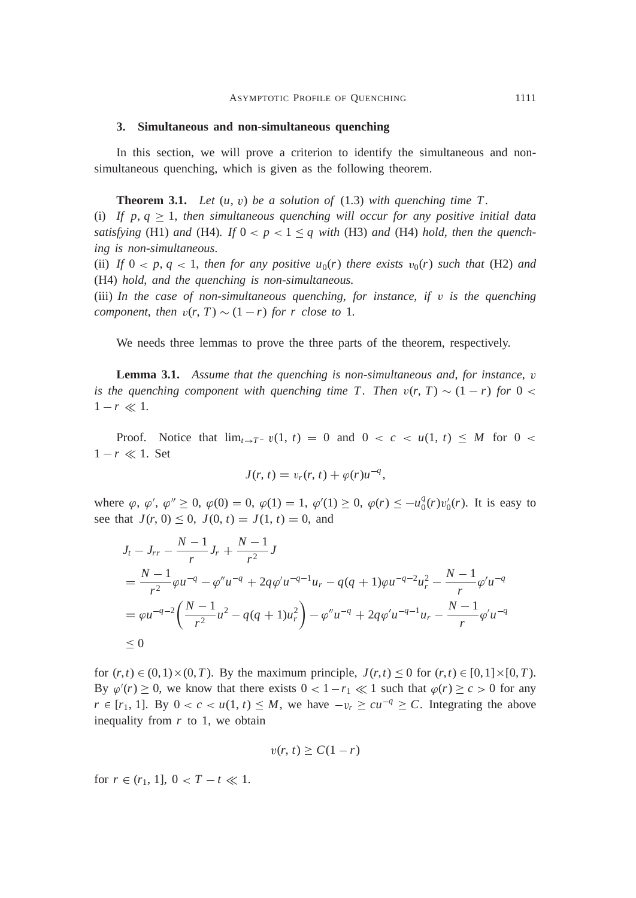## 3. Simultaneous and non-simultaneous quenching

In this section, we will prove a criterion to identify the simultaneous and non-simultaneous quenching, which is given as the following theorem.

**Theorem 3.1.** *Let* $(u, v)$ *be a solution of* (1.3) *with quenching time* $T$.
(i) *If* $p, q \geq 1$, *then simultaneous quenching will occur for any positive initial data satisfying* (H1) *and* (H4). *If* $0 < p < 1 \leq q$ *with* (H3) *and* (H4) *hold*, *then the quenching is non-simultaneous.*
(ii) *If* $0 < p, q < 1$, *then for any positive* $u_0(r)$ *there exists* $v_0(r)$ *such that* (H2) *and* (H4) *hold*, *and the quenching is non-simultaneous.*
(iii) *In the case of non-simultaneous quenching*, *for instance*, *if* $v$ *is the quenching component*, *then* $v(r, T) \sim (1 - r)$ *for* $r$ *close to* 1.

We needs three lemmas to prove the three parts of the theorem, respectively.

**Lemma 3.1.** *Assume that the quenching is non-simultaneous and*, *for instance*, $v$ *is the quenching component with quenching time* $T$. *Then* $v(r, T) \sim (1 - r)$ *for* $0 < 1 - r \ll 1$.

Proof. Notice that $\lim_{t \to T^-} v(1, t) = 0$ and $0 < c < u(1, t) \leq M$ for $0 < 1 - r \ll 1$. Set

$$J(r, t) = v_r(r, t) + \varphi(r)u^{-q},$$

where $\varphi$, $\varphi'$, $\varphi'' \geq 0$, $\varphi(0) = 0$, $\varphi(1) = 1$, $\varphi'(1) \geq 0$, $\varphi(r) \leq -u_0^q(r)v_0'(r)$. It is easy to see that $J(r, 0) \leq 0$, $J(0, t) = J(1, t) = 0$, and

$$\begin{aligned}
&J_t - J_{rr} - \frac{N-1}{r}J_r + \frac{N-1}{r^2}J \\
&= \frac{N-1}{r^2}\varphi u^{-q} - \varphi'' u^{-q} + 2q\varphi' u^{-q-1}u_r - q(q+1)\varphi u^{-q-2}u_r^2 - \frac{N-1}{r}\varphi' u^{-q} \\
&= \varphi u^{-q-2}\left(\frac{N-1}{r^2}u^2 - q(q+1)u_r^2\right) - \varphi'' u^{-q} + 2q\varphi' u^{-q-1}u_r - \frac{N-1}{r}\varphi' u^{-q} \\
&\leq 0
\end{aligned}$$

for $(r, t) \in (0, 1) \times (0, T)$. By the maximum principle, $J(r, t) \leq 0$ for $(r, t) \in [0, 1] \times [0, T)$. By $\varphi'(r) \geq 0$, we know that there exists $0 < 1 - r_1 \ll 1$ such that $\varphi(r) \geq c > 0$ for any $r \in [r_1, 1]$. By $0 < c < u(1, t) \leq M$, we have $-v_r \geq cu^{-q} \geq C$. Integrating the above inequality from $r$ to 1, we obtain

$$v(r, t) \geq C(1 - r)$$

for $r \in (r_1, 1]$, $0 < T - t \ll 1$.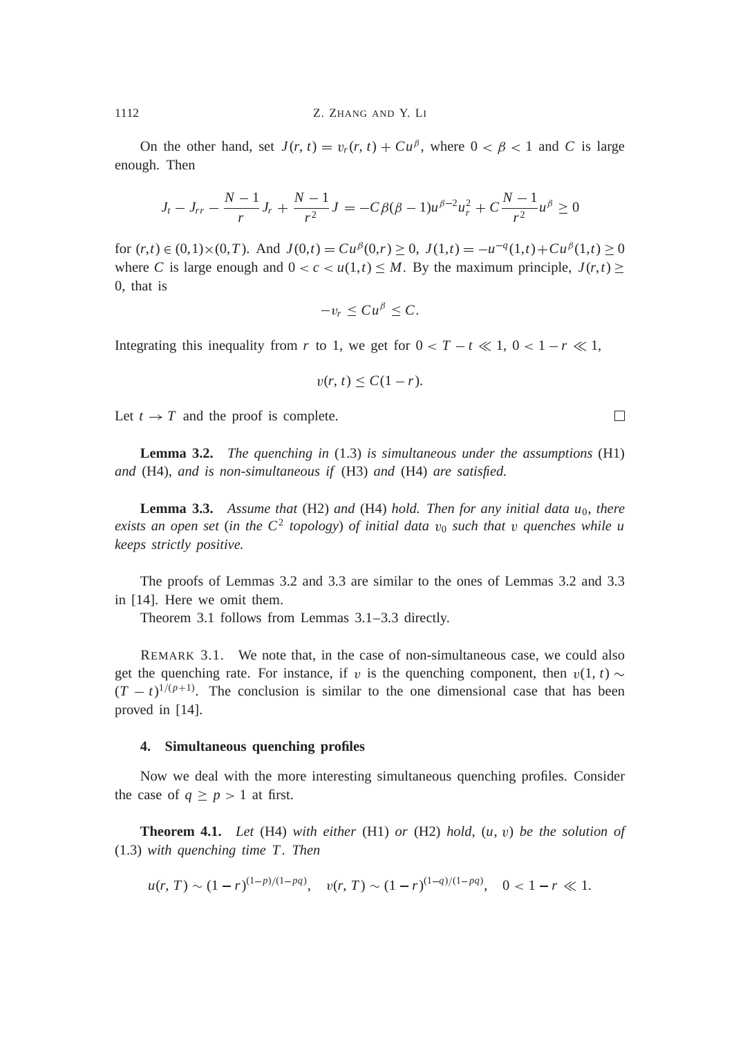On the other hand, set $J(r,t) = v_r(r,t) + Cu^\beta$, where $0 < \beta < 1$ and $C$ is large enough. Then

$$J_t - J_{rr} - \frac{N-1}{r} J_r + \frac{N-1}{r^2} J = -C\beta(\beta-1)u^{\beta-2}u_r^2 + C\frac{N-1}{r^2}u^\beta \geq 0$$

for $(r,t) \in (0,1)\times(0,T)$. And $J(0,t) = Cu^\beta(0,r) \geq 0$, $J(1,t) = -u^{-q}(1,t) + Cu^\beta(1,t) \geq 0$ where $C$ is large enough and $0 < c < u(1,t) \leq M$. By the maximum principle, $J(r,t) \geq 0$, that is

$$-v_r \leq Cu^\beta \leq C.$$

Integrating this inequality from $r$ to 1, we get for $0 < T - t \ll 1$, $0 < 1 - r \ll 1$,

$$v(r,t) \leq C(1-r).$$

Let $t \to T$ and the proof is complete. □

**Lemma 3.2.** *The quenching in* (1.3) *is simultaneous under the assumptions* (H1) *and* (H4), *and is non-simultaneous if* (H3) *and* (H4) *are satisfied.*

**Lemma 3.3.** *Assume that* (H2) *and* (H4) *hold. Then for any initial data* $u_0$, *there exists an open set* (*in the* $C^2$ *topology*) *of initial data* $v_0$ *such that* $v$ *quenches while* $u$ *keeps strictly positive.*

The proofs of Lemmas 3.2 and 3.3 are similar to the ones of Lemmas 3.2 and 3.3 in [14]. Here we omit them.

Theorem 3.1 follows from Lemmas 3.1–3.3 directly.

REMARK 3.1. We note that, in the case of non-simultaneous case, we could also get the quenching rate. For instance, if $v$ is the quenching component, then $v(1,t) \sim (T-t)^{1/(p+1)}$. The conclusion is similar to the one dimensional case that has been proved in [14].

## 4. Simultaneous quenching profiles

Now we deal with the more interesting simultaneous quenching profiles. Consider the case of $q \geq p > 1$ at first.

**Theorem 4.1.** *Let* (H4) *with either* (H1) *or* (H2) *hold,* $(u,v)$ *be the solution of* (1.3) *with quenching time* $T$. *Then*

$$u(r,T) \sim (1-r)^{(1-p)/(1-pq)}, \quad v(r,T) \sim (1-r)^{(1-q)/(1-pq)}, \quad 0 < 1-r \ll 1.$$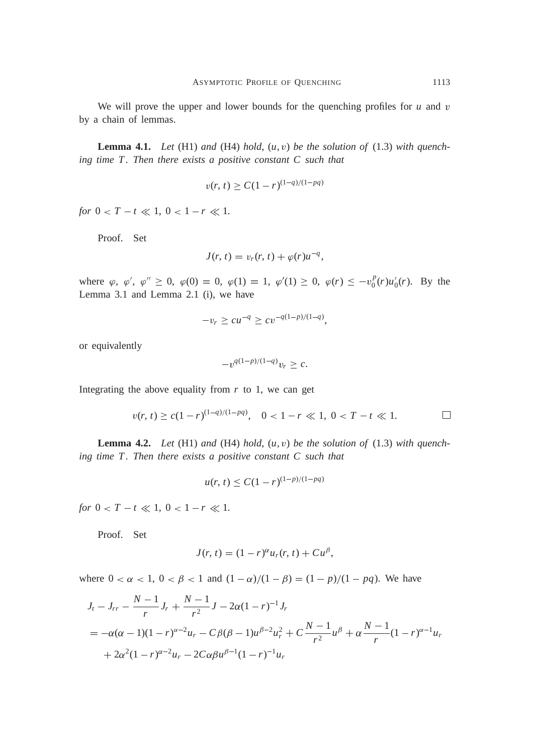We will prove the upper and lower bounds for the quenching profiles for $u$ and $v$ by a chain of lemmas.

**Lemma 4.1.** *Let* (H1) *and* (H4) *hold*, $(u, v)$ *be the solution of* (1.3) *with quenching time* $T$. *Then there exists a positive constant* $C$ *such that*

$$v(r,t) \geq C(1-r)^{(1-q)/(1-pq)}$$

*for* $0 < T - t \ll 1$, $0 < 1 - r \ll 1$.

Proof. Set

$$J(r,t) = v_r(r,t) + \varphi(r)u^{-q},$$

where $\varphi$, $\varphi'$, $\varphi'' \geq 0$, $\varphi(0) = 0$, $\varphi(1) = 1$, $\varphi'(1) \geq 0$, $\varphi(r) \leq -v_0^p(r)u_0'(r)$. By the Lemma 3.1 and Lemma 2.1 (i), we have

$$-v_r \geq cu^{-q} \geq cv^{-q(1-p)/(1-q)},$$

or equivalently

$$-v^{q(1-p)/(1-q)}v_r \geq c.$$

Integrating the above equality from $r$ to 1, we can get

$$v(r,t) \geq c(1-r)^{(1-q)/(1-pq)}, \quad 0 < 1-r \ll 1,\ 0 < T-t \ll 1. \qquad \square$$

**Lemma 4.2.** *Let* (H1) *and* (H4) *hold*, $(u, v)$ *be the solution of* (1.3) *with quenching time* $T$. *Then there exists a positive constant* $C$ *such that*

$$u(r,t) \leq C(1-r)^{(1-p)/(1-pq)}$$

*for* $0 < T - t \ll 1$, $0 < 1 - r \ll 1$.

Proof. Set

$$J(r,t) = (1-r)^{\alpha}u_r(r,t) + Cu^{\beta},$$

where $0 < \alpha < 1$, $0 < \beta < 1$ and $(1-\alpha)/(1-\beta) = (1-p)/(1-pq)$. We have

$$\begin{aligned}
&J_t - J_{rr} - \frac{N-1}{r}J_r + \frac{N-1}{r^2}J - 2\alpha(1-r)^{-1}J_r \\
&= -\alpha(\alpha-1)(1-r)^{\alpha-2}u_r - C\beta(\beta-1)u^{\beta-2}u_r^2 + C\frac{N-1}{r^2}u^{\beta} + \alpha\frac{N-1}{r}(1-r)^{\alpha-1}u_r \\
&\quad + 2\alpha^2(1-r)^{\alpha-2}u_r - 2C\alpha\beta u^{\beta-1}(1-r)^{-1}u_r
\end{aligned}$$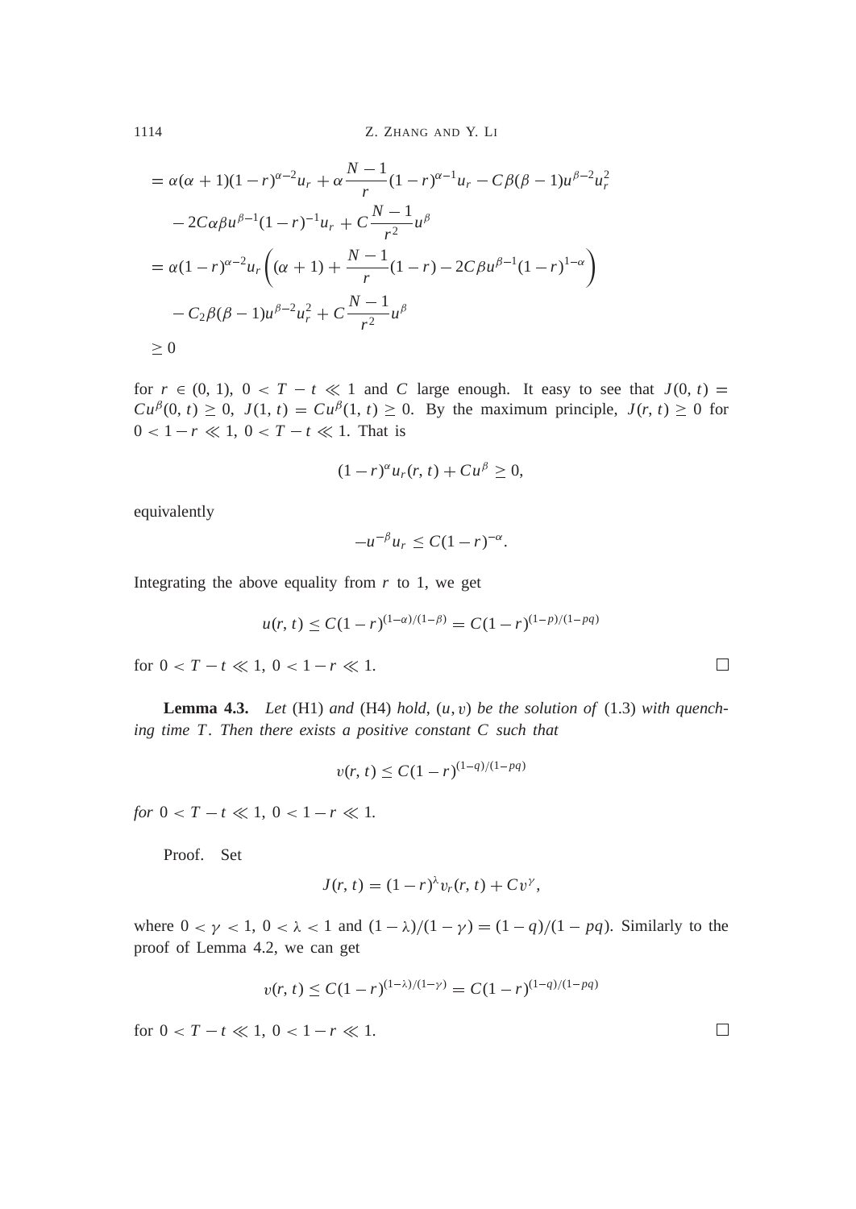$$
\begin{aligned}
&= \alpha(\alpha+1)(1-r)^{\alpha-2}u_r + \alpha\frac{N-1}{r}(1-r)^{\alpha-1}u_r - C\beta(\beta-1)u^{\beta-2}u_r^2 \\
&\quad - 2C\alpha\beta u^{\beta-1}(1-r)^{-1}u_r + C\frac{N-1}{r^2}u^{\beta} \\
&= \alpha(1-r)^{\alpha-2}u_r\left((\alpha+1) + \frac{N-1}{r}(1-r) - 2C\beta u^{\beta-1}(1-r)^{1-\alpha}\right) \\
&\quad - C_2\beta(\beta-1)u^{\beta-2}u_r^2 + C\frac{N-1}{r^2}u^{\beta} \\
&\geq 0
\end{aligned}
$$

for $r \in (0, 1)$, $0 < T - t \ll 1$ and $C$ large enough. It easy to see that $J(0, t) = Cu^{\beta}(0, t) \geq 0$, $J(1, t) = Cu^{\beta}(1, t) \geq 0$. By the maximum principle, $J(r, t) \geq 0$ for $0 < 1 - r \ll 1$, $0 < T - t \ll 1$. That is

$$
(1-r)^{\alpha}u_r(r, t) + Cu^{\beta} \geq 0,
$$

equivalently

$$
-u^{-\beta}u_r \leq C(1-r)^{-\alpha}.
$$

Integrating the above equality from $r$ to 1, we get

$$
u(r, t) \leq C(1-r)^{(1-\alpha)/(1-\beta)} = C(1-r)^{(1-p)/(1-pq)}
$$

for $0 < T - t \ll 1$, $0 < 1 - r \ll 1$. □

**Lemma 4.3.** *Let* (H1) *and* (H4) *hold*, $(u, v)$ *be the solution of* (1.3) *with quenching time* $T$. *Then there exists a positive constant* $C$ *such that*

$$
v(r, t) \leq C(1-r)^{(1-q)/(1-pq)}
$$

*for* $0 < T - t \ll 1$, $0 < 1 - r \ll 1$.

Proof. Set

$$
J(r, t) = (1-r)^{\lambda}v_r(r, t) + Cv^{\gamma},
$$

where $0 < \gamma < 1$, $0 < \lambda < 1$ and $(1-\lambda)/(1-\gamma) = (1-q)/(1-pq)$. Similarly to the proof of Lemma 4.2, we can get

$$
v(r, t) \leq C(1-r)^{(1-\lambda)/(1-\gamma)} = C(1-r)^{(1-q)/(1-pq)}
$$

for $0 < T - t \ll 1$, $0 < 1 - r \ll 1$. □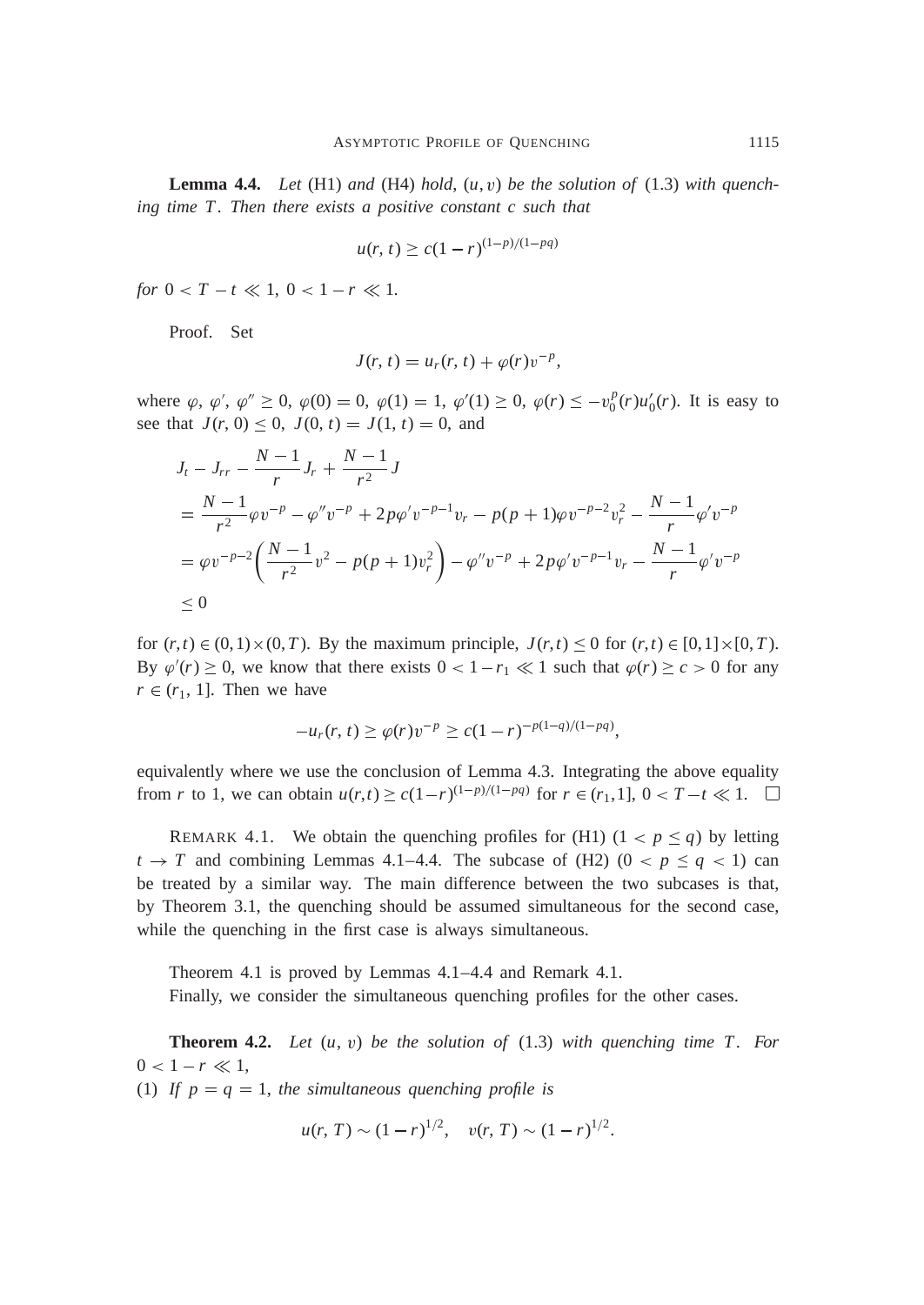**Lemma 4.4.** *Let* (H1) *and* (H4) *hold*, $(u, v)$ *be the solution of* (1.3) *with quenching time* $T$. *Then there exists a positive constant* $c$ *such that*

$$u(r, t) \geq c(1 - r)^{(1-p)/(1-pq)}$$

*for* $0 < T - t \ll 1$, $0 < 1 - r \ll 1$.

Proof. Set

$$J(r, t) = u_r(r, t) + \varphi(r)v^{-p},$$

where $\varphi$, $\varphi'$, $\varphi'' \geq 0$, $\varphi(0) = 0$, $\varphi(1) = 1$, $\varphi'(1) \geq 0$, $\varphi(r) \leq -v_0^p(r)u_0'(r)$. It is easy to see that $J(r, 0) \leq 0$, $J(0, t) = J(1, t) = 0$, and

$$\begin{aligned}
&J_t - J_{rr} - \frac{N-1}{r}J_r + \frac{N-1}{r^2}J \\
&= \frac{N-1}{r^2}\varphi v^{-p} - \varphi'' v^{-p} + 2p\varphi' v^{-p-1}v_r - p(p+1)\varphi v^{-p-2}v_r^2 - \frac{N-1}{r}\varphi' v^{-p} \\
&= \varphi v^{-p-2}\left(\frac{N-1}{r^2}v^2 - p(p+1)v_r^2\right) - \varphi'' v^{-p} + 2p\varphi' v^{-p-1}v_r - \frac{N-1}{r}\varphi' v^{-p} \\
&\leq 0
\end{aligned}$$

for $(r,t) \in (0,1)\times(0,T)$. By the maximum principle, $J(r,t) \leq 0$ for $(r,t) \in [0,1]\times[0,T)$. By $\varphi'(r) \geq 0$, we know that there exists $0 < 1 - r_1 \ll 1$ such that $\varphi(r) \geq c > 0$ for any $r \in (r_1, 1]$. Then we have

$$-u_r(r, t) \geq \varphi(r)v^{-p} \geq c(1-r)^{-p(1-q)/(1-pq)},$$

equivalently where we use the conclusion of Lemma 4.3. Integrating the above equality from $r$ to 1, we can obtain $u(r,t) \geq c(1-r)^{(1-p)/(1-pq)}$ for $r \in (r_1, 1]$, $0 < T - t \ll 1$. $\square$

REMARK 4.1. We obtain the quenching profiles for (H1) ($1 < p \leq q$) by letting $t \to T$ and combining Lemmas 4.1–4.4. The subcase of (H2) ($0 < p \leq q < 1$) can be treated by a similar way. The main difference between the two subcases is that, by Theorem 3.1, the quenching should be assumed simultaneous for the second case, while the quenching in the first case is always simultaneous.

Theorem 4.1 is proved by Lemmas 4.1–4.4 and Remark 4.1.

Finally, we consider the simultaneous quenching profiles for the other cases.

**Theorem 4.2.** *Let* $(u, v)$ *be the solution of* (1.3) *with quenching time* $T$. *For* $0 < 1 - r \ll 1$,

(1) *If* $p = q = 1$, *the simultaneous quenching profile is*

$$u(r, T) \sim (1 - r)^{1/2}, \quad v(r, T) \sim (1 - r)^{1/2}.$$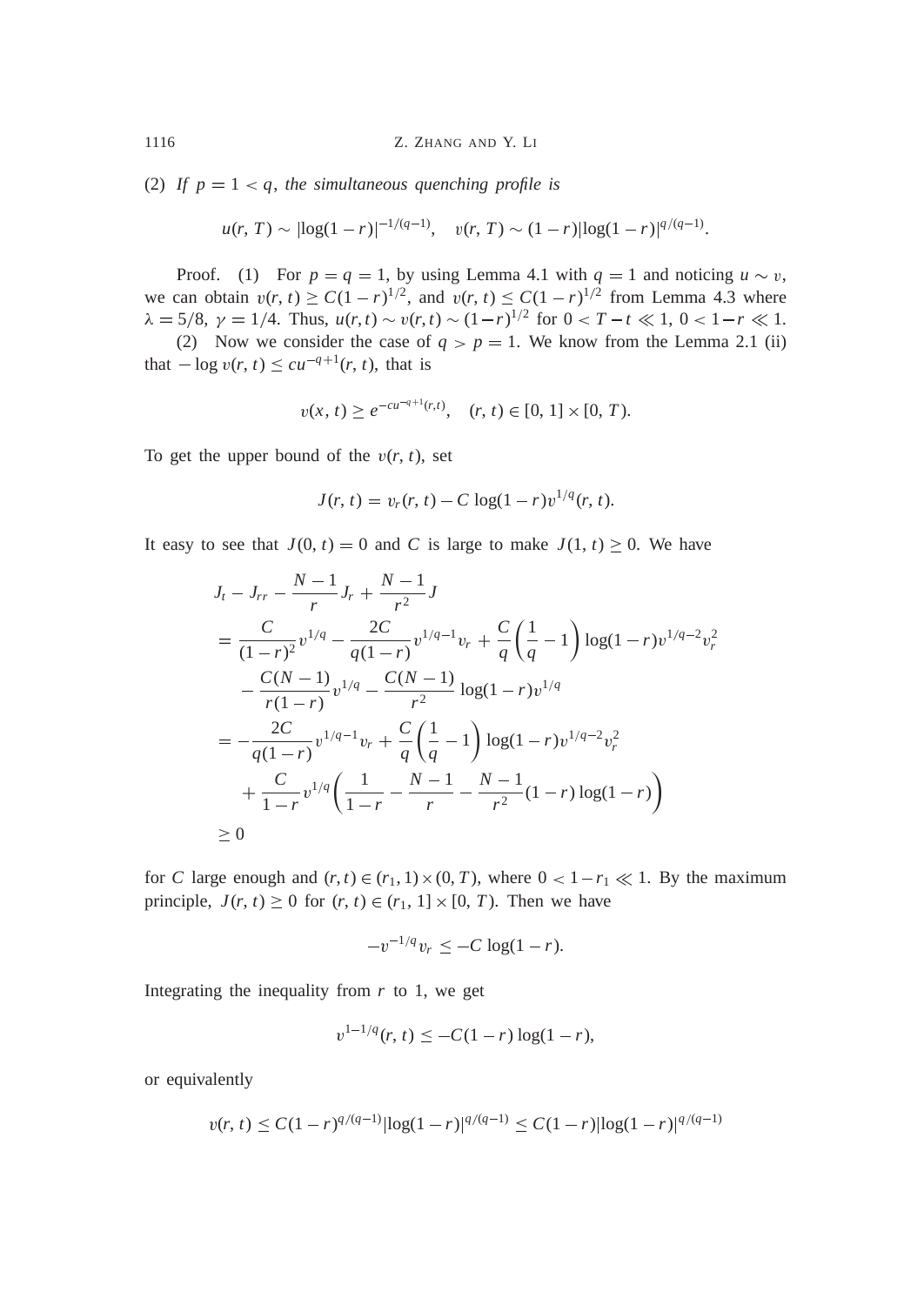(2) *If* $p = 1 < q$, *the simultaneous quenching profile is*

$$u(r, T) \sim |\log(1-r)|^{-1/(q-1)}, \quad v(r, T) \sim (1-r)|\log(1-r)|^{q/(q-1)}.$$

Proof. (1) For $p = q = 1$, by using Lemma 4.1 with $q = 1$ and noticing $u \sim v$, we can obtain $v(r, t) \geq C(1-r)^{1/2}$, and $v(r, t) \leq C(1-r)^{1/2}$ from Lemma 4.3 where $\lambda = 5/8$, $\gamma = 1/4$. Thus, $u(r, t) \sim v(r, t) \sim (1-r)^{1/2}$ for $0 < T - t \ll 1$, $0 < 1 - r \ll 1$.

(2) Now we consider the case of $q > p = 1$. We know from the Lemma 2.1 (ii) that $-\log v(r, t) \leq c u^{-q+1}(r, t)$, that is

$$v(x, t) \geq e^{-cu^{-q+1}(r,t)}, \quad (r, t) \in [0, 1] \times [0, T).$$

To get the upper bound of the $v(r, t)$, set

$$J(r, t) = v_r(r, t) - C \log(1-r) v^{1/q}(r, t).$$

It easy to see that $J(0, t) = 0$ and $C$ is large to make $J(1, t) \geq 0$. We have

$$\begin{aligned}
&J_t - J_{rr} - \frac{N-1}{r} J_r + \frac{N-1}{r^2} J \\
&= \frac{C}{(1-r)^2} v^{1/q} - \frac{2C}{q(1-r)} v^{1/q-1} v_r + \frac{C}{q}\left(\frac{1}{q} - 1\right) \log(1-r) v^{1/q-2} v_r^2 \\
&\quad - \frac{C(N-1)}{r(1-r)} v^{1/q} - \frac{C(N-1)}{r^2} \log(1-r) v^{1/q} \\
&= -\frac{2C}{q(1-r)} v^{1/q-1} v_r + \frac{C}{q}\left(\frac{1}{q} - 1\right) \log(1-r) v^{1/q-2} v_r^2 \\
&\quad + \frac{C}{1-r} v^{1/q} \left( \frac{1}{1-r} - \frac{N-1}{r} - \frac{N-1}{r^2}(1-r)\log(1-r) \right) \\
&\geq 0
\end{aligned}$$

for $C$ large enough and $(r, t) \in (r_1, 1) \times (0, T)$, where $0 < 1 - r_1 \ll 1$. By the maximum principle, $J(r, t) \geq 0$ for $(r, t) \in (r_1, 1] \times [0, T)$. Then we have

$$-v^{-1/q} v_r \leq -C \log(1-r).$$

Integrating the inequality from $r$ to 1, we get

$$v^{1-1/q}(r, t) \leq -C(1-r)\log(1-r),$$

or equivalently

$$v(r, t) \leq C(1-r)^{q/(q-1)} |\log(1-r)|^{q/(q-1)} \leq C(1-r)|\log(1-r)|^{q/(q-1)}$$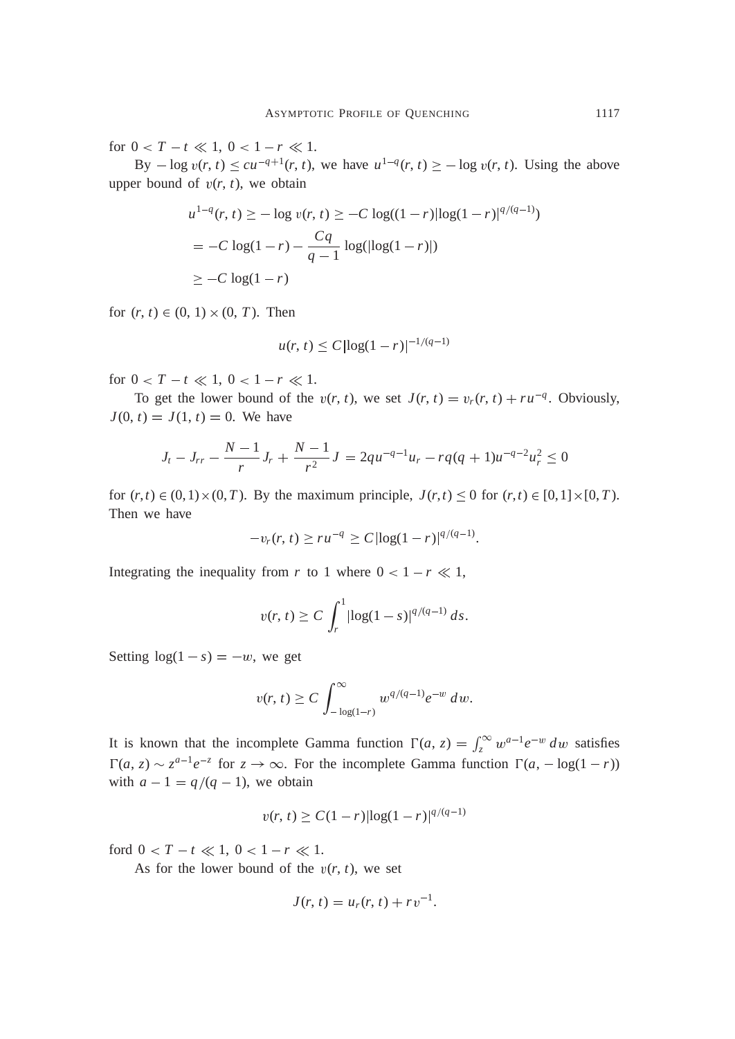for $0 < T - t \ll 1$, $0 < 1 - r \ll 1$.

By $-\log v(r,t) \le cu^{-q+1}(r,t)$, we have $u^{1-q}(r,t) \ge -\log v(r,t)$. Using the above upper bound of $v(r,t)$, we obtain

$$
\begin{aligned}
u^{1-q}(r,t) &\ge -\log v(r,t) \ge -C\log((1-r)|\log(1-r)|^{q/(q-1)}) \\
&= -C\log(1-r) - \frac{Cq}{q-1}\log(|\log(1-r)|) \\
&\ge -C\log(1-r)
\end{aligned}
$$

for $(r,t) \in (0,1)\times(0,T)$. Then

$$
u(r,t) \le C|\log(1-r)|^{-1/(q-1)}
$$

for $0 < T - t \ll 1$, $0 < 1 - r \ll 1$.

To get the lower bound of the $v(r,t)$, we set $J(r,t) = v_r(r,t) + ru^{-q}$. Obviously, $J(0,t) = J(1,t) = 0$. We have

$$
J_t - J_{rr} - \frac{N-1}{r}J_r + \frac{N-1}{r^2}J = 2qu^{-q-1}u_r - rq(q+1)u^{-q-2}u_r^2 \le 0
$$

for $(r,t) \in (0,1)\times(0,T)$. By the maximum principle, $J(r,t) \le 0$ for $(r,t) \in [0,1]\times[0,T)$. Then we have

$$
-v_r(r,t) \ge ru^{-q} \ge C|\log(1-r)|^{q/(q-1)}.
$$

Integrating the inequality from $r$ to 1 where $0 < 1 - r \ll 1$,

$$
v(r,t) \ge C\int_r^1 |\log(1-s)|^{q/(q-1)}\,ds.
$$

Setting $\log(1-s) = -w$, we get

$$
v(r,t) \ge C\int_{-\log(1-r)}^{\infty} w^{q/(q-1)}e^{-w}\,dw.
$$

It is known that the incomplete Gamma function $\Gamma(a,z) = \int_z^\infty w^{a-1}e^{-w}\,dw$ satisfies $\Gamma(a,z) \sim z^{a-1}e^{-z}$ for $z \to \infty$. For the incomplete Gamma function $\Gamma(a, -\log(1-r))$ with $a - 1 = q/(q-1)$, we obtain

$$
v(r,t) \ge C(1-r)|\log(1-r)|^{q/(q-1)}
$$

ford $0 < T - t \ll 1$, $0 < 1 - r \ll 1$.

As for the lower bound of the $v(r,t)$, we set

$$
J(r,t) = u_r(r,t) + rv^{-1}.
$$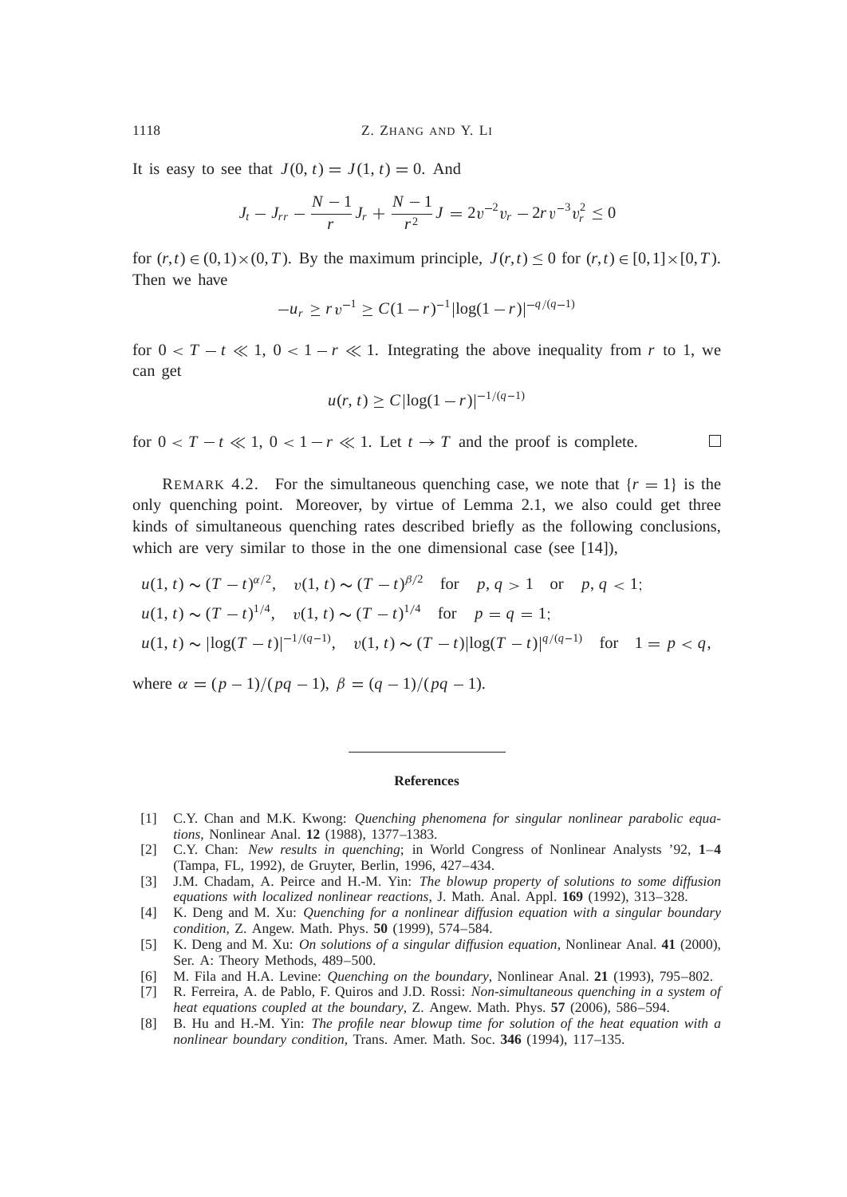It is easy to see that $J(0, t) = J(1, t) = 0$. And

$$J_t - J_{rr} - \frac{N-1}{r} J_r + \frac{N-1}{r^2} J = 2v^{-2} v_r - 2r v^{-3} v_r^2 \leq 0$$

for $(r,t) \in (0,1) \times (0,T)$. By the maximum principle, $J(r,t) \leq 0$ for $(r,t) \in [0,1] \times [0,T)$. Then we have

$$-u_r \geq r v^{-1} \geq C(1-r)^{-1} |\log(1-r)|^{-q/(q-1)}$$

for $0 < T - t \ll 1$, $0 < 1 - r \ll 1$. Integrating the above inequality from $r$ to 1, we can get

$$u(r, t) \geq C |\log(1-r)|^{-1/(q-1)}$$

for $0 < T - t \ll 1$, $0 < 1 - r \ll 1$. Let $t \to T$ and the proof is complete. □

REMARK 4.2. For the simultaneous quenching case, we note that $\{r = 1\}$ is the only quenching point. Moreover, by virtue of Lemma 2.1, we also could get three kinds of simultaneous quenching rates described briefly as the following conclusions, which are very similar to those in the one dimensional case (see [14]),

$$u(1, t) \sim (T-t)^{\alpha/2}, \quad v(1, t) \sim (T-t)^{\beta/2} \quad \text{for} \quad p, q > 1 \quad \text{or} \quad p, q < 1;$$

$$u(1, t) \sim (T-t)^{1/4}, \quad v(1, t) \sim (T-t)^{1/4} \quad \text{for} \quad p = q = 1;$$

$$u(1, t) \sim |\log(T-t)|^{-1/(q-1)}, \quad v(1, t) \sim (T-t) |\log(T-t)|^{q/(q-1)} \quad \text{for} \quad 1 = p < q,$$

where $\alpha = (p-1)/(pq-1)$, $\beta = (q-1)/(pq-1)$.

## References

[1] C.Y. Chan and M.K. Kwong: *Quenching phenomena for singular nonlinear parabolic equations*, Nonlinear Anal. **12** (1988), 1377–1383.

[2] C.Y. Chan: *New results in quenching*; in World Congress of Nonlinear Analysts '92, **1**–**4** (Tampa, FL, 1992), de Gruyter, Berlin, 1996, 427–434.

[3] J.M. Chadam, A. Peirce and H.-M. Yin: *The blowup property of solutions to some diffusion equations with localized nonlinear reactions*, J. Math. Anal. Appl. **169** (1992), 313–328.

[4] K. Deng and M. Xu: *Quenching for a nonlinear diffusion equation with a singular boundary condition*, Z. Angew. Math. Phys. **50** (1999), 574–584.

[5] K. Deng and M. Xu: *On solutions of a singular diffusion equation*, Nonlinear Anal. **41** (2000), Ser. A: Theory Methods, 489–500.

[6] M. Fila and H.A. Levine: *Quenching on the boundary*, Nonlinear Anal. **21** (1993), 795–802.

[7] R. Ferreira, A. de Pablo, F. Quiros and J.D. Rossi: *Non-simultaneous quenching in a system of heat equations coupled at the boundary*, Z. Angew. Math. Phys. **57** (2006), 586–594.

[8] B. Hu and H.-M. Yin: *The profile near blowup time for solution of the heat equation with a nonlinear boundary condition*, Trans. Amer. Math. Soc. **346** (1994), 117–135.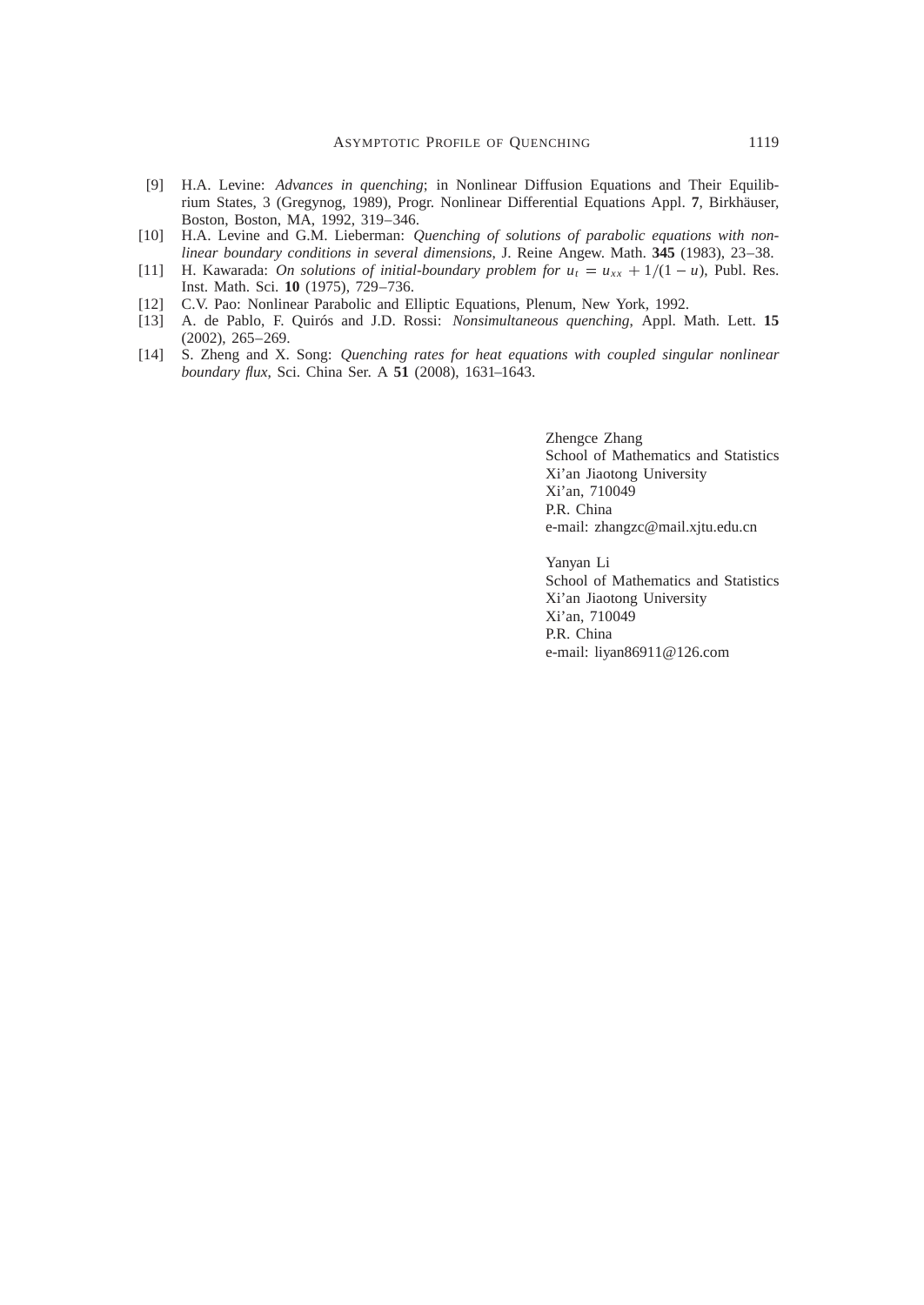[9] H.A. Levine: *Advances in quenching*; in Nonlinear Diffusion Equations and Their Equilibrium States, 3 (Gregynog, 1989), Progr. Nonlinear Differential Equations Appl. **7**, Birkhäuser, Boston, Boston, MA, 1992, 319–346.

[10] H.A. Levine and G.M. Lieberman: *Quenching of solutions of parabolic equations with nonlinear boundary conditions in several dimensions*, J. Reine Angew. Math. **345** (1983), 23–38.

[11] H. Kawarada: *On solutions of initial-boundary problem for $u_t = u_{xx} + 1/(1-u)$*, Publ. Res. Inst. Math. Sci. **10** (1975), 729–736.

[12] C.V. Pao: Nonlinear Parabolic and Elliptic Equations, Plenum, New York, 1992.

[13] A. de Pablo, F. Quirós and J.D. Rossi: *Nonsimultaneous quenching*, Appl. Math. Lett. **15** (2002), 265–269.

[14] S. Zheng and X. Song: *Quenching rates for heat equations with coupled singular nonlinear boundary flux*, Sci. China Ser. A **51** (2008), 1631–1643.

Zhengce Zhang
School of Mathematics and Statistics
Xi'an Jiaotong University
Xi'an, 710049
P.R. China
e-mail: zhangzc@mail.xjtu.edu.cn

Yanyan Li
School of Mathematics and Statistics
Xi'an Jiaotong University
Xi'an, 710049
P.R. China
e-mail: liyan86911@126.com